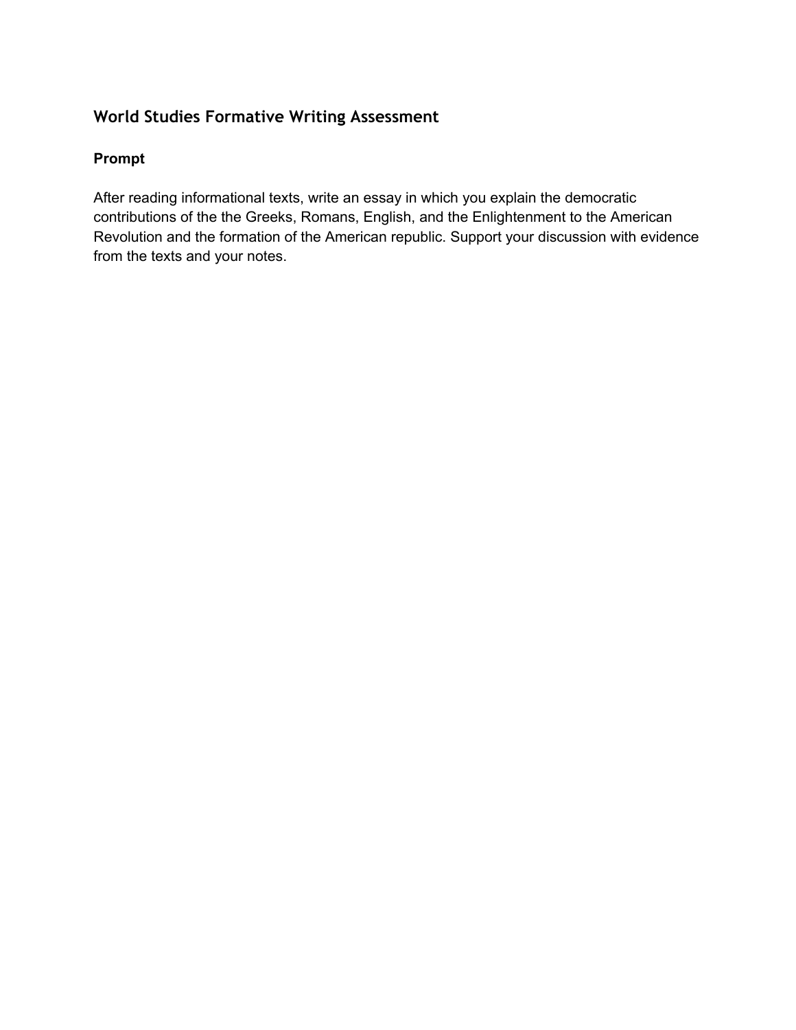## World Studies Formative Writing Assessment

### Prompt

After reading informational texts, write an essay in which you explain the democratic contributions of the the Greeks, Romans, English, and the Enlightenment to the American Revolution and the formation of the American republic. Support your discussion with evidence from the texts and your notes.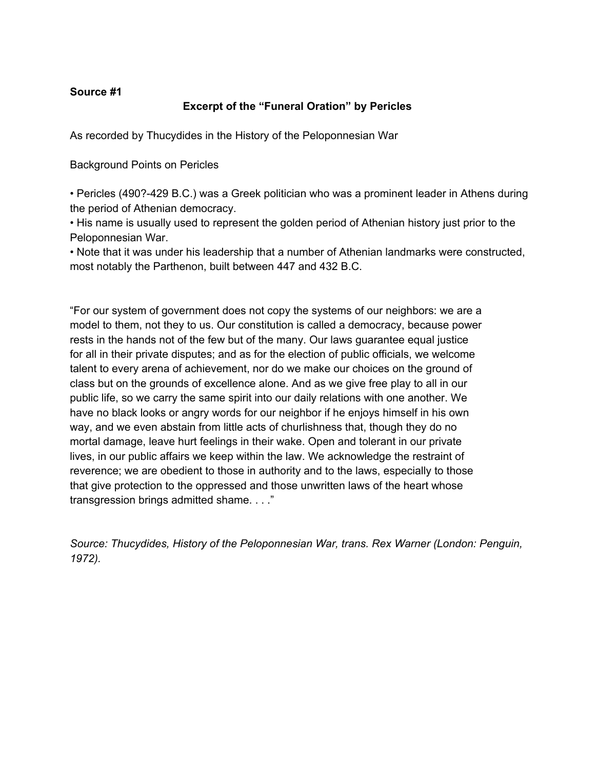**Source #1**

**Excerpt of the "Funeral Oration" by Pericles**

As recorded by Thucydides in the History of the Peloponnesian War

Background Points on Pericles

- Pericles (490?-429 B.C.) was a Greek politician who was a prominent leader in Athens during the period of Athenian democracy.
- His name is usually used to represent the golden period of Athenian history just prior to the Peloponnesian War.
- Note that it was under his leadership that a number of Athenian landmarks were constructed, most notably the Parthenon, built between 447 and 432 B.C.

"For our system of government does not copy the systems of our neighbors: we are a model to them, not they to us. Our constitution is called a democracy, because power rests in the hands not of the few but of the many. Our laws guarantee equal justice for all in their private disputes; and as for the election of public officials, we welcome talent to every arena of achievement, nor do we make our choices on the ground of class but on the grounds of excellence alone. And as we give free play to all in our public life, so we carry the same spirit into our daily relations with one another. We have no black looks or angry words for our neighbor if he enjoys himself in his own way, and we even abstain from little acts of churlishness that, though they do no mortal damage, leave hurt feelings in their wake. Open and tolerant in our private lives, in our public affairs we keep within the law. We acknowledge the restraint of reverence; we are obedient to those in authority and to the laws, especially to those that give protection to the oppressed and those unwritten laws of the heart whose transgression brings admitted shame. . . ."

*Source: Thucydides, History of the Peloponnesian War, trans. Rex Warner (London: Penguin, 1972).*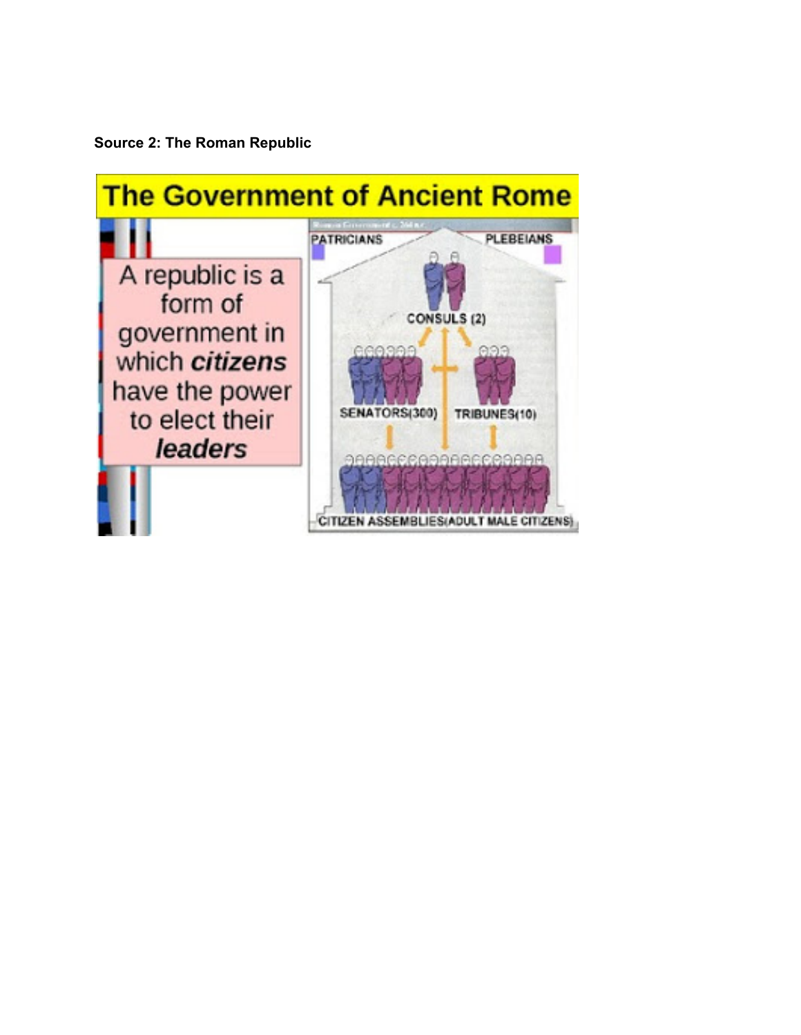**Source 2: The Roman Republic**

The Government of Ancient Rome

A republic is a form of government in which ***citizens*** have the power to elect their ***leaders***

PATRICIANS

PLEBEIANS

CONSULS (2)

SENATORS(300)

TRIBUNES(10)

CITIZEN ASSEMBLIES(ADULT MALE CITIZENS)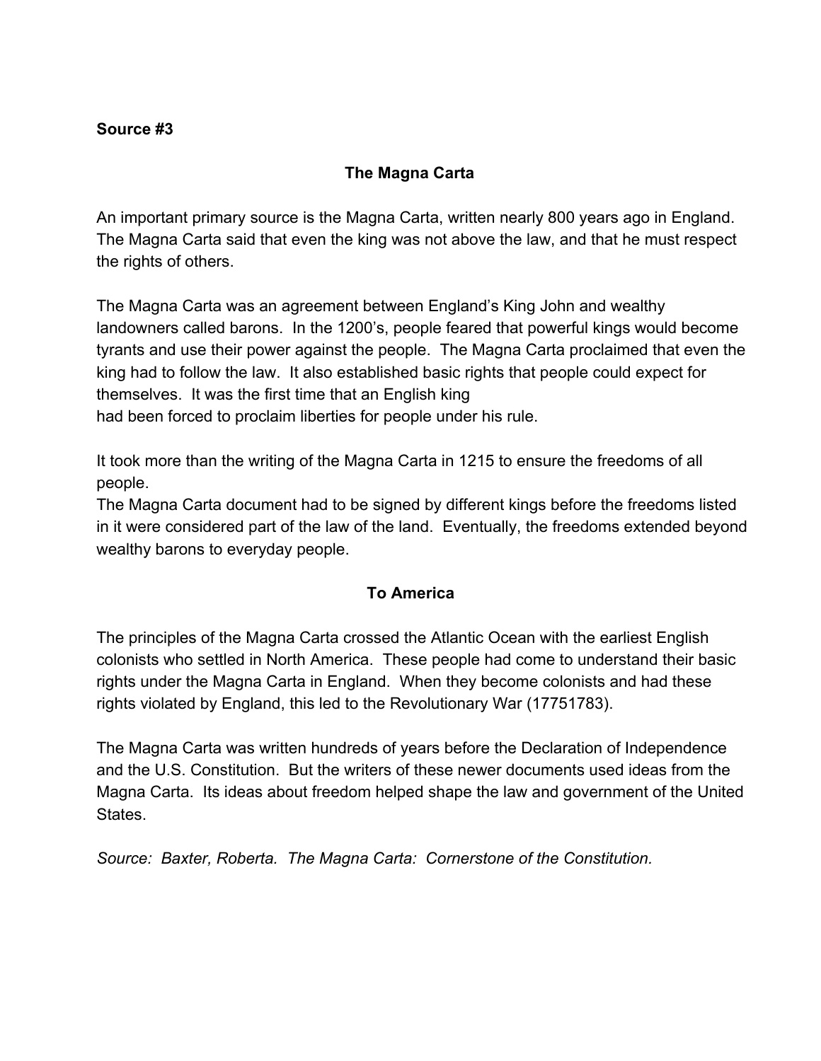**Source #3**

## The Magna Carta

An important primary source is the Magna Carta, written nearly 800 years ago in England. The Magna Carta said that even the king was not above the law, and that he must respect the rights of others.

The Magna Carta was an agreement between England's King John and wealthy landowners called barons. In the 1200's, people feared that powerful kings would become tyrants and use their power against the people. The Magna Carta proclaimed that even the king had to follow the law. It also established basic rights that people could expect for themselves. It was the first time that an English king had been forced to proclaim liberties for people under his rule.

It took more than the writing of the Magna Carta in 1215 to ensure the freedoms of all people.
The Magna Carta document had to be signed by different kings before the freedoms listed in it were considered part of the law of the land. Eventually, the freedoms extended beyond wealthy barons to everyday people.

## To America

The principles of the Magna Carta crossed the Atlantic Ocean with the earliest English colonists who settled in North America. These people had come to understand their basic rights under the Magna Carta in England. When they become colonists and had these rights violated by England, this led to the Revolutionary War (17751783).

The Magna Carta was written hundreds of years before the Declaration of Independence and the U.S. Constitution. But the writers of these newer documents used ideas from the Magna Carta. Its ideas about freedom helped shape the law and government of the United States.

*Source: Baxter, Roberta. The Magna Carta: Cornerstone of the Constitution.*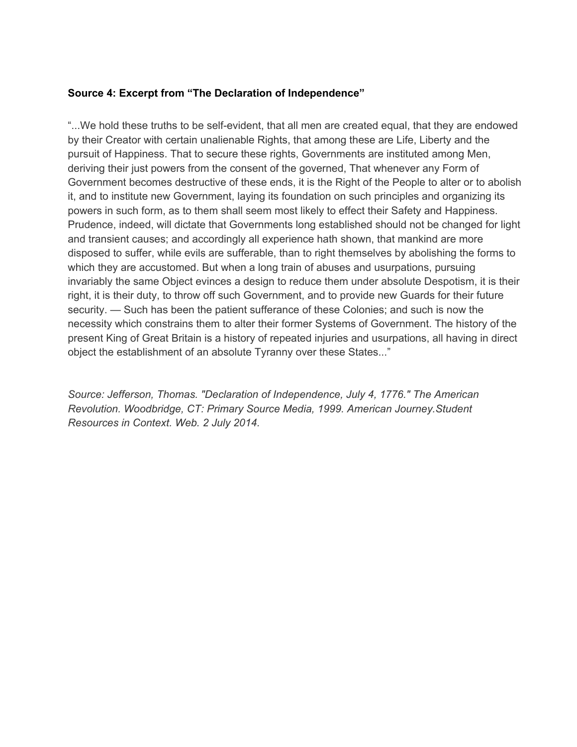**Source 4: Excerpt from "The Declaration of Independence"**

"...We hold these truths to be self-evident, that all men are created equal, that they are endowed by their Creator with certain unalienable Rights, that among these are Life, Liberty and the pursuit of Happiness. That to secure these rights, Governments are instituted among Men, deriving their just powers from the consent of the governed, That whenever any Form of Government becomes destructive of these ends, it is the Right of the People to alter or to abolish it, and to institute new Government, laying its foundation on such principles and organizing its powers in such form, as to them shall seem most likely to effect their Safety and Happiness. Prudence, indeed, will dictate that Governments long established should not be changed for light and transient causes; and accordingly all experience hath shown, that mankind are more disposed to suffer, while evils are sufferable, than to right themselves by abolishing the forms to which they are accustomed. But when a long train of abuses and usurpations, pursuing invariably the same Object evinces a design to reduce them under absolute Despotism, it is their right, it is their duty, to throw off such Government, and to provide new Guards for their future security. — Such has been the patient sufferance of these Colonies; and such is now the necessity which constrains them to alter their former Systems of Government. The history of the present King of Great Britain is a history of repeated injuries and usurpations, all having in direct object the establishment of an absolute Tyranny over these States..."

*Source: Jefferson, Thomas. "Declaration of Independence, July 4, 1776." The American Revolution. Woodbridge, CT: Primary Source Media, 1999. American Journey.Student Resources in Context. Web. 2 July 2014.*